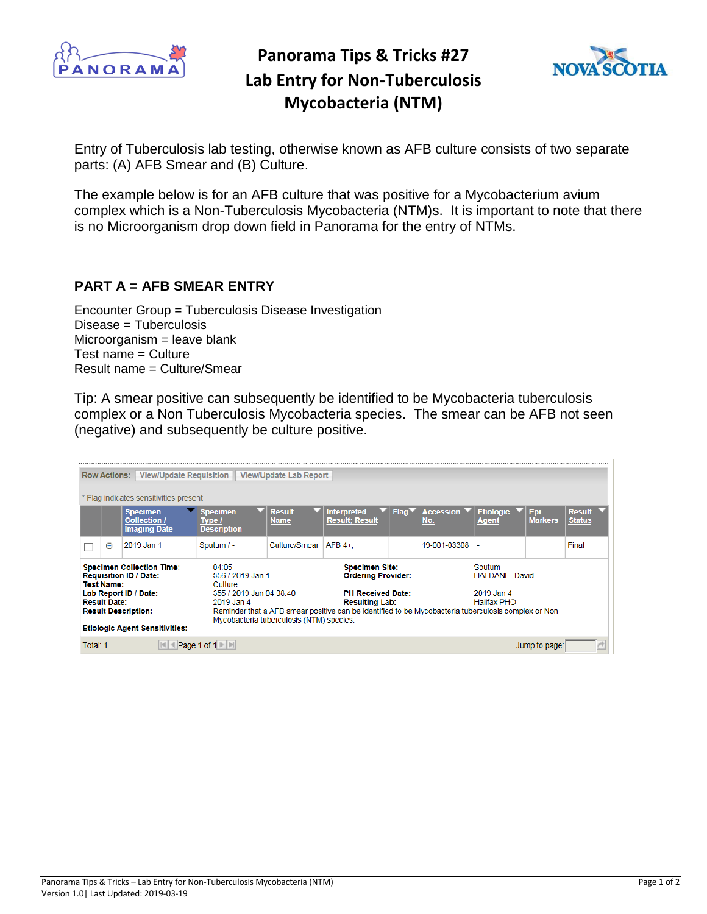# Panorama Tips & Tricks #27
# Lab Entry for Non-Tuberculosis Mycobacteria (NTM)

Entry of Tuberculosis lab testing, otherwise known as AFB culture consists of two separate parts: (A) AFB Smear and (B) Culture.

The example below is for an AFB culture that was positive for a Mycobacterium avium complex which is a Non-Tuberculosis Mycobacteria (NTM)s. It is important to note that there is no Microorganism drop down field in Panorama for the entry of NTMs.

## PART A = AFB SMEAR ENTRY

Encounter Group = Tuberculosis Disease Investigation
Disease = Tuberculosis
Microorganism = leave blank
Test name = Culture
Result name = Culture/Smear

Tip: A smear positive can subsequently be identified to be Mycobacteria tuberculosis complex or a Non Tuberculosis Mycobacteria species. The smear can be AFB not seen (negative) and subsequently be culture positive.

Row Actions: View/Update Requisition | View/Update Lab Report

* Flag indicates sensitivities present

| | | Specimen Collection / Imaging Date | Specimen Type / Description | Result Name | Interpreted Result; Result | Flag | Accession No. | Etiologic Agent | Epi Markers | Result Status |
|---|---|---|---|---|---|---|---|---|---|---|
| ☐ | ⊖ | 2019 Jan 1 | Sputum / - | Culture/Smear | AFB 4+; | | 19-001-03306 | - | | Final |

| | | | |
|---|---|---|---|
| **Specimen Collection Time:** | 04:05 | **Specimen Site:** | Sputum |
| **Requisition ID / Date:** | 356 / 2019 Jan 1 | **Ordering Provider:** | HALDANE, David |
| **Test Name:** | Culture | | |
| **Lab Report ID / Date:** | 355 / 2019 Jan 04 06:40 | **PH Received Date:** | 2019 Jan 4 |
| **Result Date:** | 2019 Jan 4 | **Resulting Lab:** | Halifax PHO |
| **Result Description:** | Reminder that a AFB smear positive can be identified to be Mycobacteria tuberculosis complex or Non Mycobacteria tuberculosis (NTM) species. | | |
| **Etiologic Agent Sensitivities:** | | | |

Total: 1 | Page 1 of 1 | Jump to page: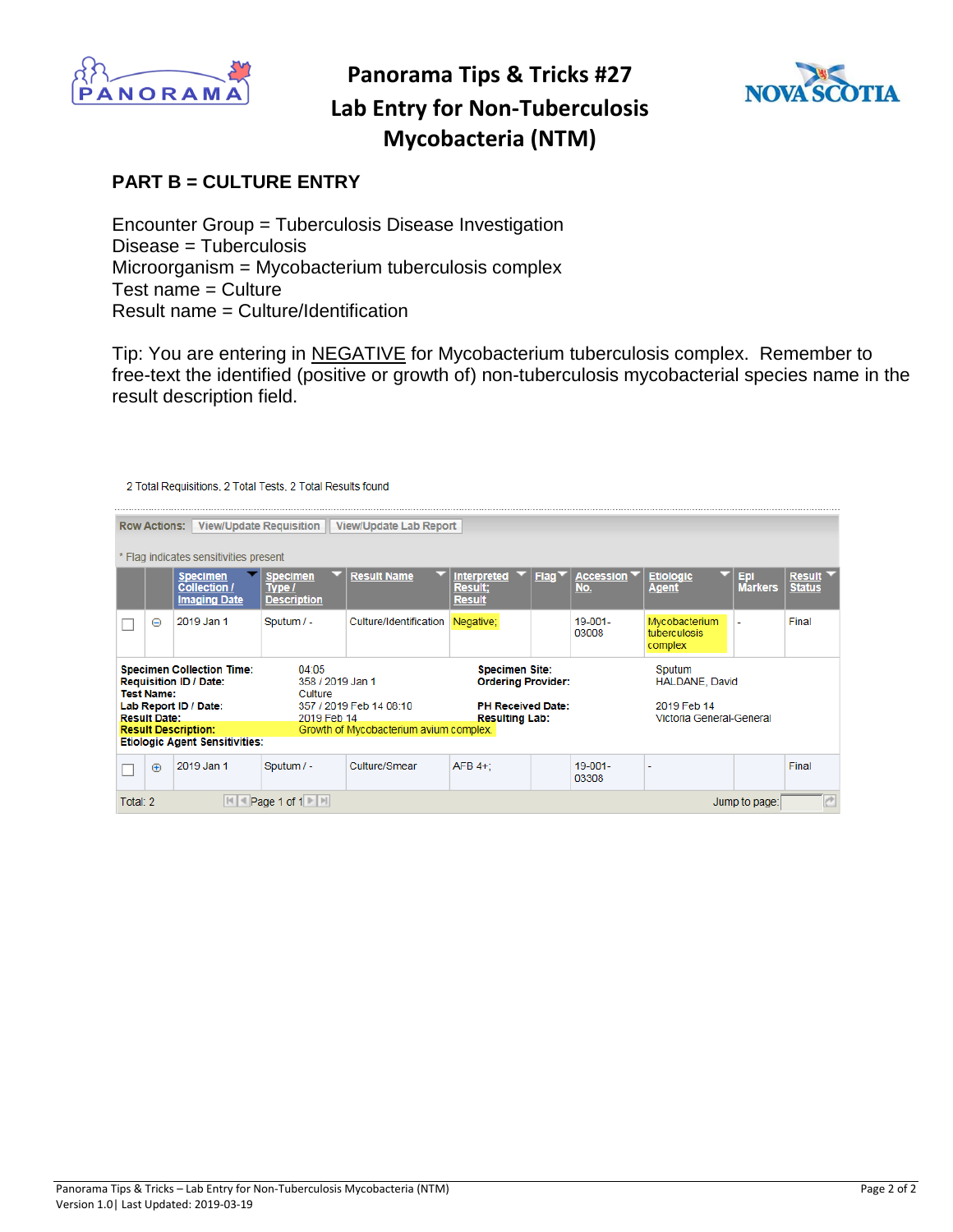## PART B = CULTURE ENTRY

Encounter Group = Tuberculosis Disease Investigation
Disease = Tuberculosis
Microorganism = Mycobacterium tuberculosis complex
Test name = Culture
Result name = Culture/Identification

Tip: You are entering in NEGATIVE for Mycobacterium tuberculosis complex. Remember to free-text the identified (positive or growth of) non-tuberculosis mycobacterial species name in the result description field.

2 Total Requisitions, 2 Total Tests, 2 Total Results found

Row Actions: View/Update Requisition | View/Update Lab Report

\* Flag indicates sensitivities present

| | | Specimen Collection / Imaging Date | Specimen Type / Description | Result Name | Interpreted Result; Result | Flag | Accession No. | Etiologic Agent | Epi Markers | Result Status |
|---|---|---|---|---|---|---|---|---|---|---|
| ☐ | ⊖ | 2019 Jan 1 | Sputum / - | Culture/Identification | Negative; | | 19-001-03008 | Mycobacterium tuberculosis complex | - | Final |

| | | | |
|---|---|---|---|
| **Specimen Collection Time:** | 04:05 | **Specimen Site:** | Sputum |
| **Requisition ID / Date:** | 358 / 2019 Jan 1 | **Ordering Provider:** | HALDANE, David |
| **Test Name:** | Culture | | |
| **Lab Report ID / Date:** | 357 / 2019 Feb 14 08:10 | **PH Received Date:** | 2019 Feb 14 |
| **Result Date:** | 2019 Feb 14 | **Resulting Lab:** | Victoria General-General |
| **Result Description:** | Growth of Mycobacterium avium complex. | | |
| **Etiologic Agent Sensitivities:** | | | |

| | | Specimen Collection / Imaging Date | Specimen Type / Description | Result Name | Interpreted Result; Result | Flag | Accession No. | Etiologic Agent | Epi Markers | Result Status |
|---|---|---|---|---|---|---|---|---|---|---|
| ☐ | ⊕ | 2019 Jan 1 | Sputum / - | Culture/Smear | AFB 4+; | | 19-001-03308 | - | | Final |

Total: 2 Page 1 of 1 Jump to page: